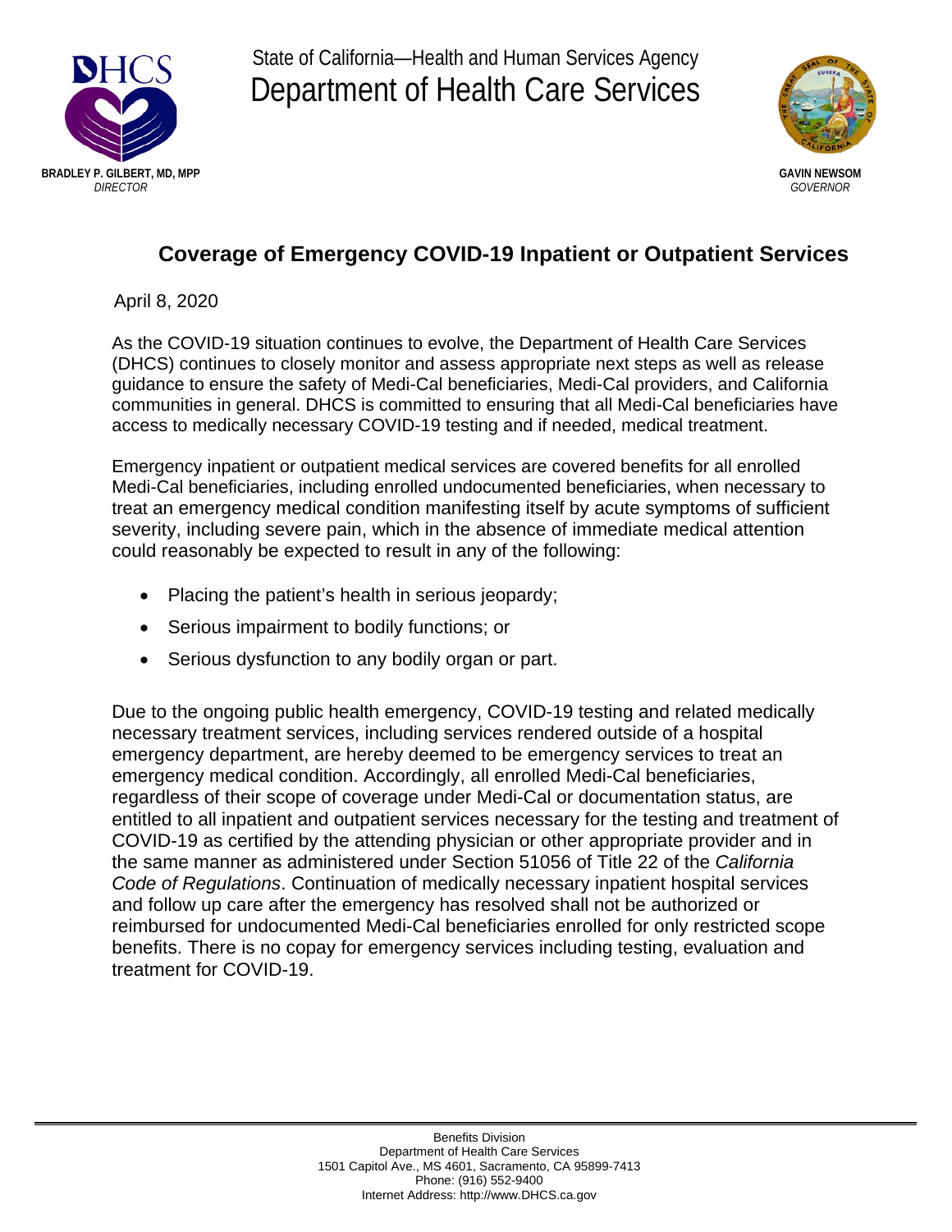State of California—Health and Human Services Agency

Department of Health Care Services

**BRADLEY P. GILBERT, MD, MPP**
*DIRECTOR*

**GAVIN NEWSOM**
*GOVERNOR*

# Coverage of Emergency COVID-19 Inpatient or Outpatient Services

April 8, 2020

As the COVID-19 situation continues to evolve, the Department of Health Care Services (DHCS) continues to closely monitor and assess appropriate next steps as well as release guidance to ensure the safety of Medi-Cal beneficiaries, Medi-Cal providers, and California communities in general. DHCS is committed to ensuring that all Medi-Cal beneficiaries have access to medically necessary COVID-19 testing and if needed, medical treatment.

Emergency inpatient or outpatient medical services are covered benefits for all enrolled Medi-Cal beneficiaries, including enrolled undocumented beneficiaries, when necessary to treat an emergency medical condition manifesting itself by acute symptoms of sufficient severity, including severe pain, which in the absence of immediate medical attention could reasonably be expected to result in any of the following:

- Placing the patient's health in serious jeopardy;
- Serious impairment to bodily functions; or
- Serious dysfunction to any bodily organ or part.

Due to the ongoing public health emergency, COVID-19 testing and related medically necessary treatment services, including services rendered outside of a hospital emergency department, are hereby deemed to be emergency services to treat an emergency medical condition. Accordingly, all enrolled Medi-Cal beneficiaries, regardless of their scope of coverage under Medi-Cal or documentation status, are entitled to all inpatient and outpatient services necessary for the testing and treatment of COVID-19 as certified by the attending physician or other appropriate provider and in the same manner as administered under Section 51056 of Title 22 of the *California Code of Regulations*. Continuation of medically necessary inpatient hospital services and follow up care after the emergency has resolved shall not be authorized or reimbursed for undocumented Medi-Cal beneficiaries enrolled for only restricted scope benefits. There is no copay for emergency services including testing, evaluation and treatment for COVID-19.

Benefits Division
Department of Health Care Services
1501 Capitol Ave., MS 4601, Sacramento, CA 95899-7413
Phone: (916) 552-9400
Internet Address: http://www.DHCS.ca.gov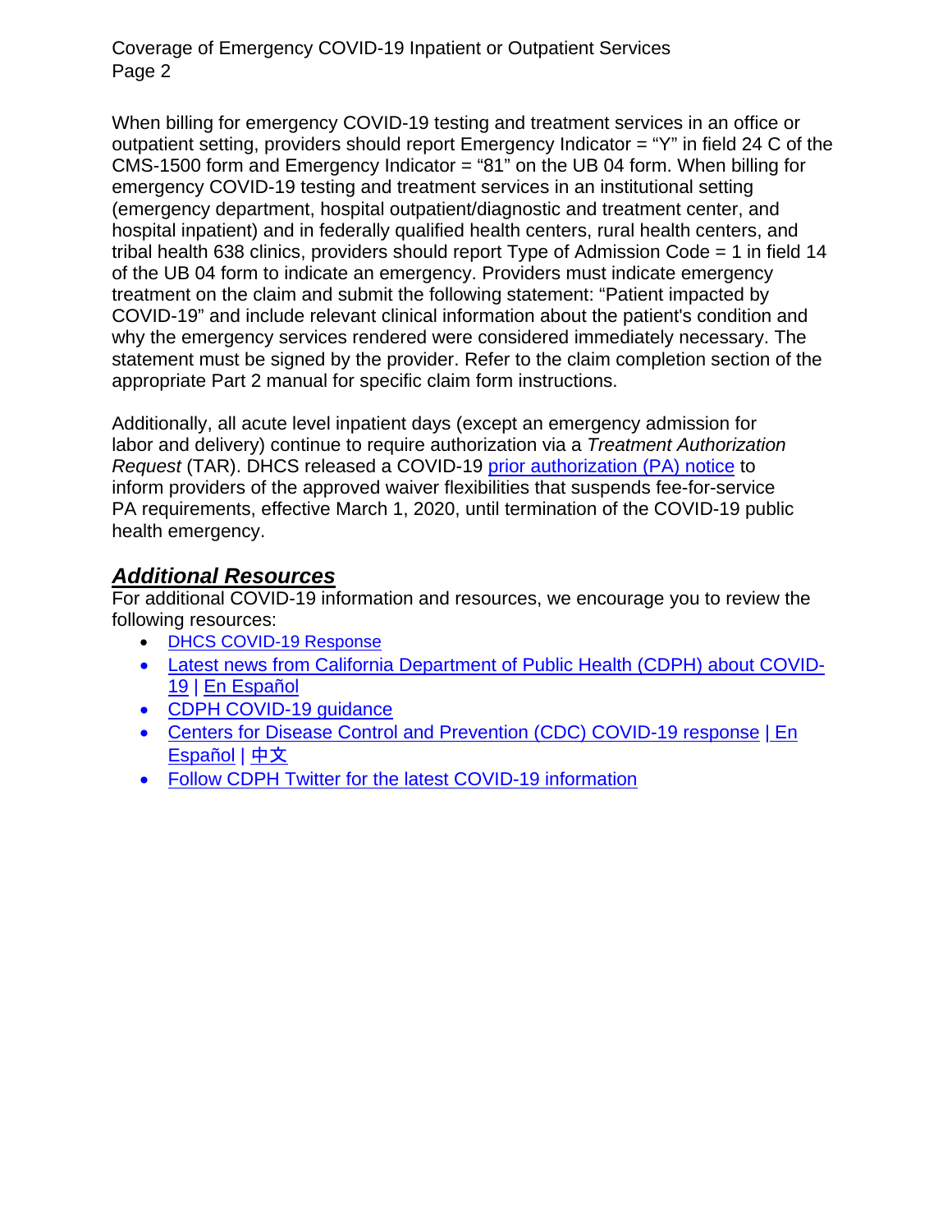When billing for emergency COVID-19 testing and treatment services in an office or outpatient setting, providers should report Emergency Indicator = “Y” in field 24 C of the CMS-1500 form and Emergency Indicator = “81” on the UB 04 form. When billing for emergency COVID-19 testing and treatment services in an institutional setting (emergency department, hospital outpatient/diagnostic and treatment center, and hospital inpatient) and in federally qualified health centers, rural health centers, and tribal health 638 clinics, providers should report Type of Admission Code = 1 in field 14 of the UB 04 form to indicate an emergency. Providers must indicate emergency treatment on the claim and submit the following statement: “Patient impacted by COVID-19” and include relevant clinical information about the patient's condition and why the emergency services rendered were considered immediately necessary. The statement must be signed by the provider. Refer to the claim completion section of the appropriate Part 2 manual for specific claim form instructions.

Additionally, all acute level inpatient days (except an emergency admission for labor and delivery) continue to require authorization via a *Treatment Authorization Request* (TAR). DHCS released a COVID-19 prior authorization (PA) notice to inform providers of the approved waiver flexibilities that suspends fee-for-service PA requirements, effective March 1, 2020, until termination of the COVID-19 public health emergency.

## ***Additional Resources***

For additional COVID-19 information and resources, we encourage you to review the following resources:

- DHCS COVID-19 Response
- Latest news from California Department of Public Health (CDPH) about COVID-19 | En Español
- CDPH COVID-19 guidance
- Centers for Disease Control and Prevention (CDC) COVID-19 response | En Español | 中文
- Follow CDPH Twitter for the latest COVID-19 information